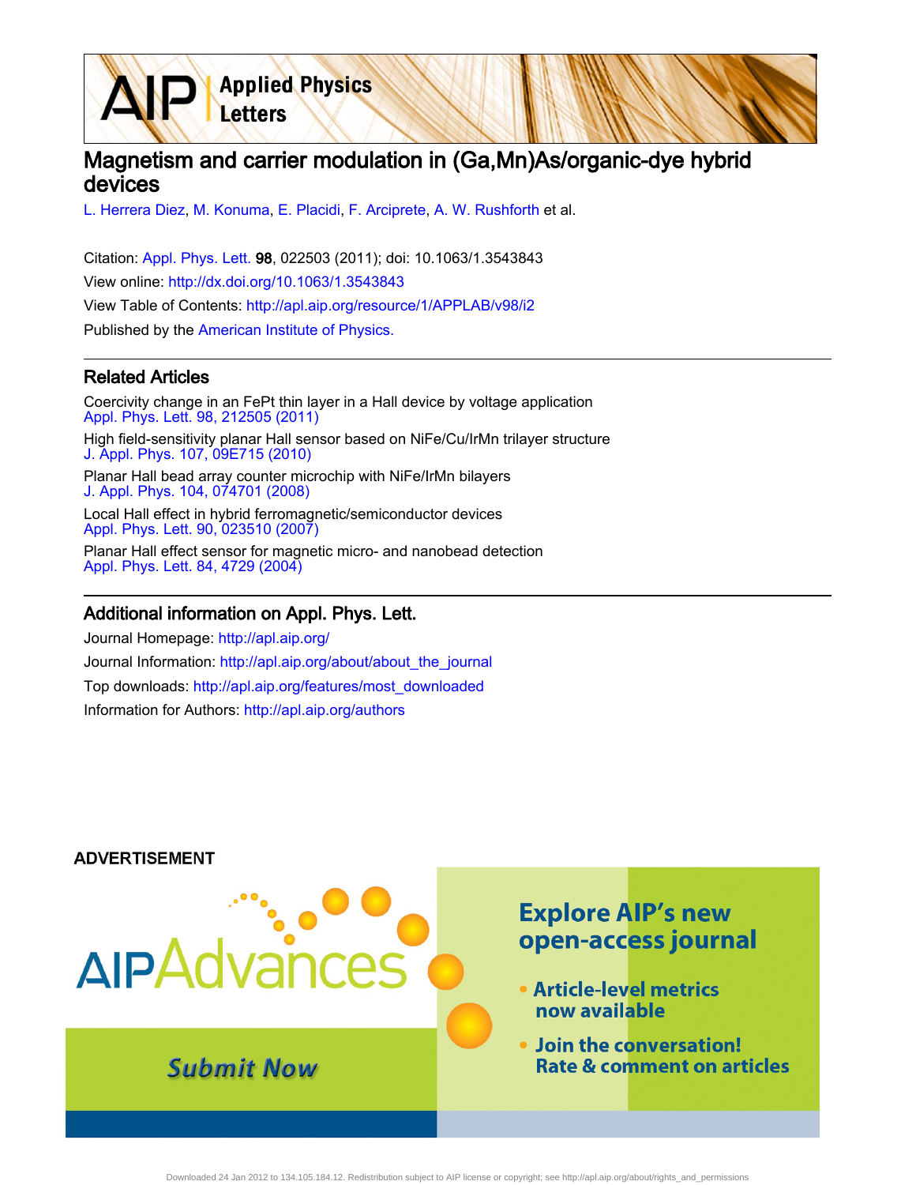# Magnetism and carrier modulation in (Ga,Mn)As/organic-dye hybrid devices

L. Herrera Diez, M. Konuma, E. Placidi, F. Arciprete, A. W. Rushforth et al.

Citation: Appl. Phys. Lett. **98**, 022503 (2011); doi: 10.1063/1.3543843

View online: http://dx.doi.org/10.1063/1.3543843

View Table of Contents: http://apl.aip.org/resource/1/APPLAB/v98/i2

Published by the American Institute of Physics.

## Related Articles

Coercivity change in an FePt thin layer in a Hall device by voltage application
Appl. Phys. Lett. 98, 212505 (2011)

High field-sensitivity planar Hall sensor based on NiFe/Cu/IrMn trilayer structure
J. Appl. Phys. 107, 09E715 (2010)

Planar Hall bead array counter microchip with NiFe/IrMn bilayers
J. Appl. Phys. 104, 074701 (2008)

Local Hall effect in hybrid ferromagnetic/semiconductor devices
Appl. Phys. Lett. 90, 023510 (2007)

Planar Hall effect sensor for magnetic micro- and nanobead detection
Appl. Phys. Lett. 84, 4729 (2004)

## Additional information on Appl. Phys. Lett.

Journal Homepage: http://apl.aip.org/

Journal Information: http://apl.aip.org/about/about_the_journal

Top downloads: http://apl.aip.org/features/most_downloaded

Information for Authors: http://apl.aip.org/authors

ADVERTISEMENT

AIPAdvances

Submit Now

Explore AIP's new open-access journal

- Article-level metrics now available
- Join the conversation! Rate & comment on articles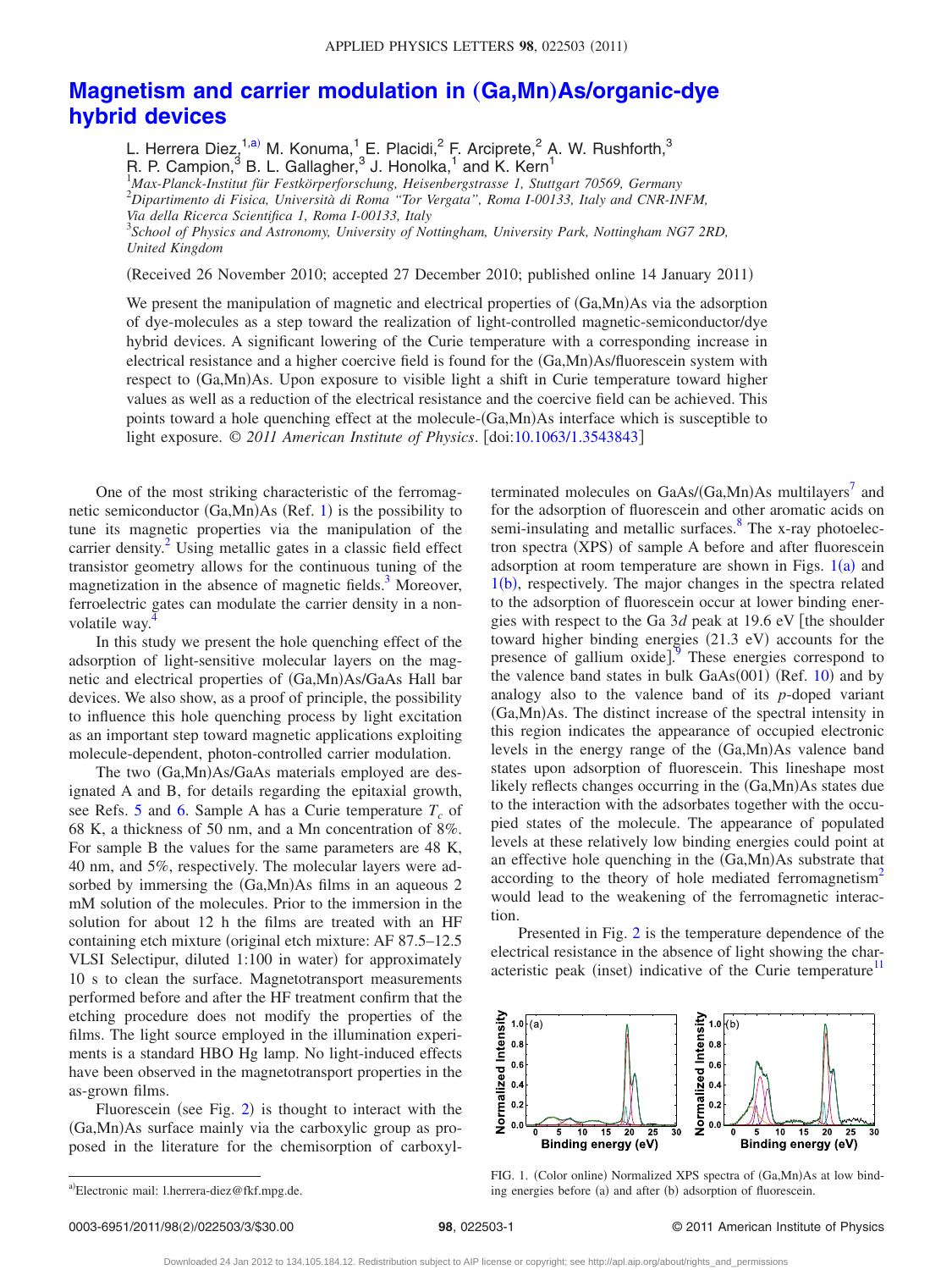# Magnetism and carrier modulation in (Ga,Mn)As/organic-dye hybrid devices

L. Herrera Diez,[1,a)] M. Konuma,[1] E. Placidi,[2] F. Arciprete,[2] A. W. Rushforth,[3] R. P. Campion,[3] B. L. Gallagher,[3] J. Honolka,[1] and K. Kern[1]

[1]*Max-Planck-Institut für Festkörperforschung, Heisenbergstrasse 1, Stuttgart 70569, Germany*
[2]*Dipartimento di Fisica, Università di Roma "Tor Vergata", Roma I-00133, Italy and CNR-INFM, Via della Ricerca Scientifica 1, Roma I-00133, Italy*
[3]*School of Physics and Astronomy, University of Nottingham, University Park, Nottingham NG7 2RD, United Kingdom*

(Received 26 November 2010; accepted 27 December 2010; published online 14 January 2011)

We present the manipulation of magnetic and electrical properties of (Ga,Mn)As via the adsorption of dye-molecules as a step toward the realization of light-controlled magnetic-semiconductor/dye hybrid devices. A significant lowering of the Curie temperature with a corresponding increase in electrical resistance and a higher coercive field is found for the (Ga,Mn)As/fluorescein system with respect to (Ga,Mn)As. Upon exposure to visible light a shift in Curie temperature toward higher values as well as a reduction of the electrical resistance and the coercive field can be achieved. This points toward a hole quenching effect at the molecule-(Ga,Mn)As interface which is susceptible to light exposure. © *2011 American Institute of Physics*. [doi:10.1063/1.3543843]

One of the most striking characteristic of the ferromagnetic semiconductor (Ga,Mn)As (Ref. 1) is the possibility to tune its magnetic properties via the manipulation of the carrier density.[2] Using metallic gates in a classic field effect transistor geometry allows for the continuous tuning of the magnetization in the absence of magnetic fields.[3] Moreover, ferroelectric gates can modulate the carrier density in a non-volatile way.[4]

In this study we present the hole quenching effect of the adsorption of light-sensitive molecular layers on the magnetic and electrical properties of (Ga,Mn)As/GaAs Hall bar devices. We also show, as a proof of principle, the possibility to influence this hole quenching process by light excitation as an important step toward magnetic applications exploiting molecule-dependent, photon-controlled carrier modulation.

The two (Ga,Mn)As/GaAs materials employed are designated A and B, for details regarding the epitaxial growth, see Refs. 5 and 6. Sample A has a Curie temperature $T_c$ of 68 K, a thickness of 50 nm, and a Mn concentration of 8%. For sample B the values for the same parameters are 48 K, 40 nm, and 5%, respectively. The molecular layers were adsorbed by immersing the (Ga,Mn)As films in an aqueous 2 mM solution of the molecules. Prior to the immersion in the solution for about 12 h the films are treated with an HF containing etch mixture (original etch mixture: AF 87.5–12.5 VLSI Selectipur, diluted 1:100 in water) for approximately 10 s to clean the surface. Magnetotransport measurements performed before and after the HF treatment confirm that the etching procedure does not modify the properties of the films. The light source employed in the illumination experiments is a standard HBO Hg lamp. No light-induced effects have been observed in the magnetotransport properties in the as-grown films.

Fluorescein (see Fig. 2) is thought to interact with the (Ga,Mn)As surface mainly via the carboxylic group as proposed in the literature for the chemisorption of carboxyl-terminated molecules on GaAs/(Ga,Mn)As multilayers[7] and for the adsorption of fluorescein and other aromatic acids on semi-insulating and metallic surfaces.[8] The x-ray photoelectron spectra (XPS) of sample A before and after fluorescein adsorption at room temperature are shown in Figs. 1(a) and 1(b), respectively. The major changes in the spectra related to the adsorption of fluorescein occur at lower binding energies with respect to the Ga 3*d* peak at 19.6 eV [the shoulder toward higher binding energies (21.3 eV) accounts for the presence of gallium oxide].[9] These energies correspond to the valence band states in bulk GaAs(001) (Ref. 10) and by analogy also to the valence band of its *p*-doped variant (Ga,Mn)As. The distinct increase of the spectral intensity in this region indicates the appearance of occupied electronic levels in the energy range of the (Ga,Mn)As valence band states upon adsorption of fluorescein. This lineshape most likely reflects changes occurring in the (Ga,Mn)As states due to the interaction with the adsorbates together with the occupied states of the molecule. The appearance of populated levels at these relatively low binding energies could point at an effective hole quenching in the (Ga,Mn)As substrate that according to the theory of hole mediated ferromagnetism[2] would lead to the weakening of the ferromagnetic interaction.

Presented in Fig. 2 is the temperature dependence of the electrical resistance in the absence of light showing the characteristic peak (inset) indicative of the Curie temperature[11]

FIG. 1. (Color online) Normalized XPS spectra of (Ga,Mn)As at low binding energies before (a) and after (b) adsorption of fluorescein.

---

[a)]Electronic mail: l.herrera-diez@fkf.mpg.de.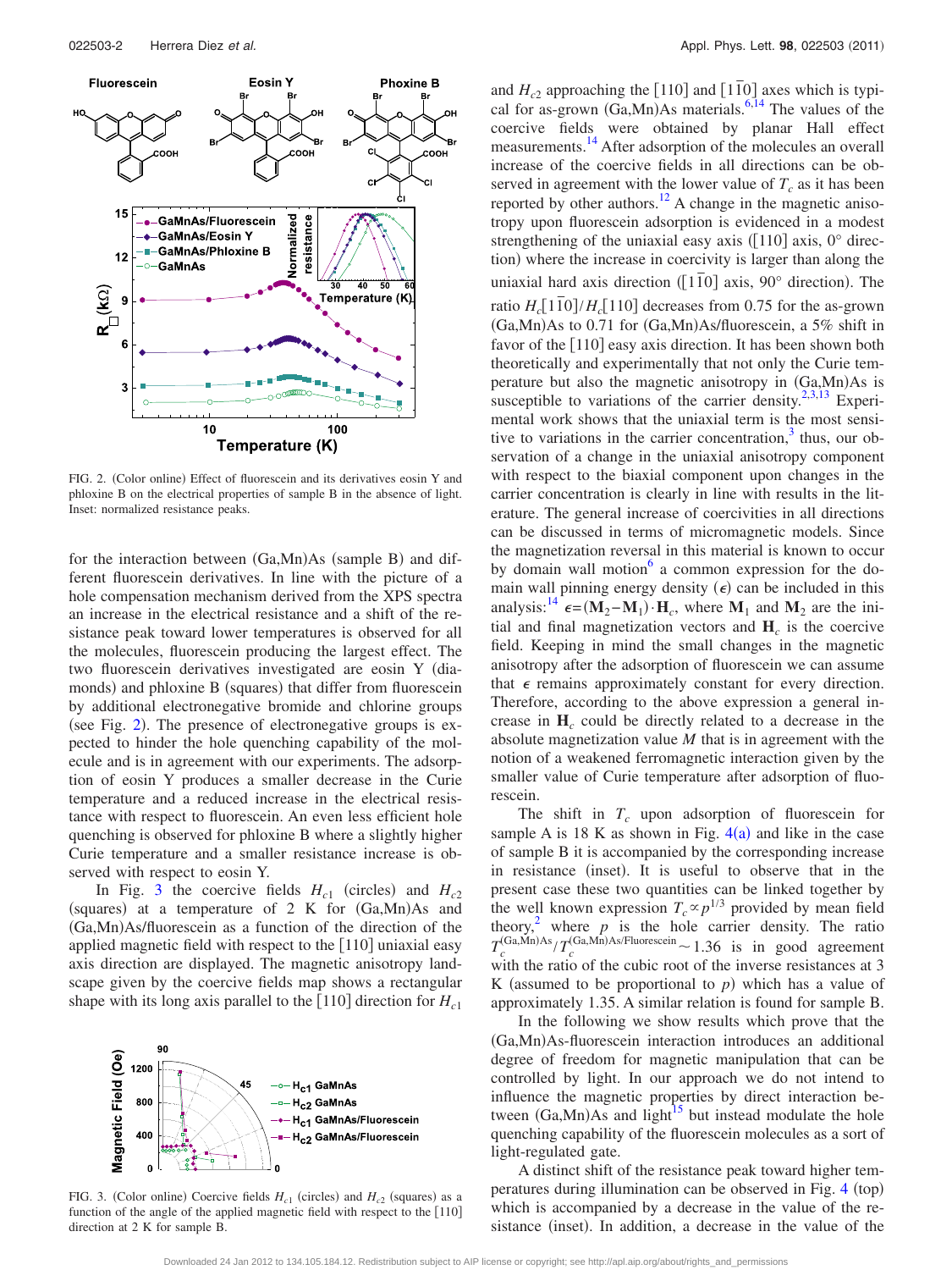FIG. 2. (Color online) Effect of fluorescein and its derivatives eosin Y and phloxine B on the electrical properties of sample B in the absence of light. Inset: normalized resistance peaks.

for the interaction between (Ga,Mn)As (sample B) and different fluorescein derivatives. In line with the picture of a hole compensation mechanism derived from the XPS spectra an increase in the electrical resistance and a shift of the resistance peak toward lower temperatures is observed for all the molecules, fluorescein producing the largest effect. The two fluorescein derivatives investigated are eosin Y (diamonds) and phloxine B (squares) that differ from fluorescein by additional electronegative bromide and chlorine groups (see Fig. 2). The presence of electronegative groups is expected to hinder the hole quenching capability of the molecule and is in agreement with our experiments. The adsorption of eosin Y produces a smaller decrease in the Curie temperature and a reduced increase in the electrical resistance with respect to fluorescein. An even less efficient hole quenching is observed for phloxine B where a slightly higher Curie temperature and a smaller resistance increase is observed with respect to eosin Y.

In Fig. 3 the coercive fields $H_{c1}$ (circles) and $H_{c2}$ (squares) at a temperature of 2 K for (Ga,Mn)As and (Ga,Mn)As/fluorescein as a function of the direction of the applied magnetic field with respect to the [110] uniaxial easy axis direction are displayed. The magnetic anisotropy landscape given by the coercive fields map shows a rectangular shape with its long axis parallel to the [110] direction for $H_{c1}$

FIG. 3. (Color online) Coercive fields $H_{c1}$ (circles) and $H_{c2}$ (squares) as a function of the angle of the applied magnetic field with respect to the [110] direction at 2 K for sample B.

and $H_{c2}$ approaching the [110] and [1$\bar{1}$0] axes which is typical for as-grown (Ga,Mn)As materials.[6,14] The values of the coercive fields were obtained by planar Hall effect measurements.[14] After adsorption of the molecules an overall increase of the coercive fields in all directions can be observed in agreement with the lower value of $T_c$ as it has been reported by other authors.[12] A change in the magnetic anisotropy upon fluorescein adsorption is evidenced in a modest strengthening of the uniaxial easy axis ([110] axis, 0° direction) where the increase in coercivity is larger than along the uniaxial hard axis direction ([1$\bar{1}$0] axis, 90° direction). The ratio $H_c[1\bar{1}0]/H_c[110]$ decreases from 0.75 for the as-grown (Ga,Mn)As to 0.71 for (Ga,Mn)As/fluorescein, a 5% shift in favor of the [110] easy axis direction. It has been shown both theoretically and experimentally that not only the Curie temperature but also the magnetic anisotropy in (Ga,Mn)As is susceptible to variations of the carrier density.[2,3,13] Experimental work shows that the uniaxial term is the most sensitive to variations in the carrier concentration,[3] thus, our observation of a change in the uniaxial anisotropy component with respect to the biaxial component upon changes in the carrier concentration is clearly in line with results in the literature. The general increase of coercivities in all directions can be discussed in terms of micromagnetic models. Since the magnetization reversal in this material is known to occur by domain wall motion[6] a common expression for the domain wall pinning energy density ($\epsilon$) can be included in this analysis:[14] $\epsilon=(\mathbf{M}_2-\mathbf{M}_1)\cdot\mathbf{H}_c$, where $\mathbf{M}_1$ and $\mathbf{M}_2$ are the initial and final magnetization vectors and $\mathbf{H}_c$ is the coercive field. Keeping in mind the small changes in the magnetic anisotropy after the adsorption of fluorescein we can assume that $\epsilon$ remains approximately constant for every direction. Therefore, according to the above expression a general increase in $\mathbf{H}_c$ could be directly related to a decrease in the absolute magnetization value $M$ that is in agreement with the notion of a weakened ferromagnetic interaction given by the smaller value of Curie temperature after adsorption of fluorescein.

The shift in $T_c$ upon adsorption of fluorescein for sample A is 18 K as shown in Fig. 4(a) and like in the case of sample B it is accompanied by the corresponding increase in resistance (inset). It is useful to observe that in the present case these two quantities can be linked together by the well known expression $T_c \propto p^{1/3}$ provided by mean field theory,[2] where $p$ is the hole carrier density. The ratio $T_c^{(\mathrm{Ga,Mn)As}}/T_c^{(\mathrm{Ga,Mn)As/Fluorescein}} \sim 1.36$ is in good agreement with the ratio of the cubic root of the inverse resistances at 3 K (assumed to be proportional to $p$) which has a value of approximately 1.35. A similar relation is found for sample B.

In the following we show results which prove that the (Ga,Mn)As-fluorescein interaction introduces an additional degree of freedom for magnetic manipulation that can be controlled by light. In our approach we do not intend to influence the magnetic properties by direct interaction between (Ga,Mn)As and light[15] but instead modulate the hole quenching capability of the fluorescein molecules as a sort of light-regulated gate.

A distinct shift of the resistance peak toward higher temperatures during illumination can be observed in Fig. 4 (top) which is accompanied by a decrease in the value of the resistance (inset). In addition, a decrease in the value of the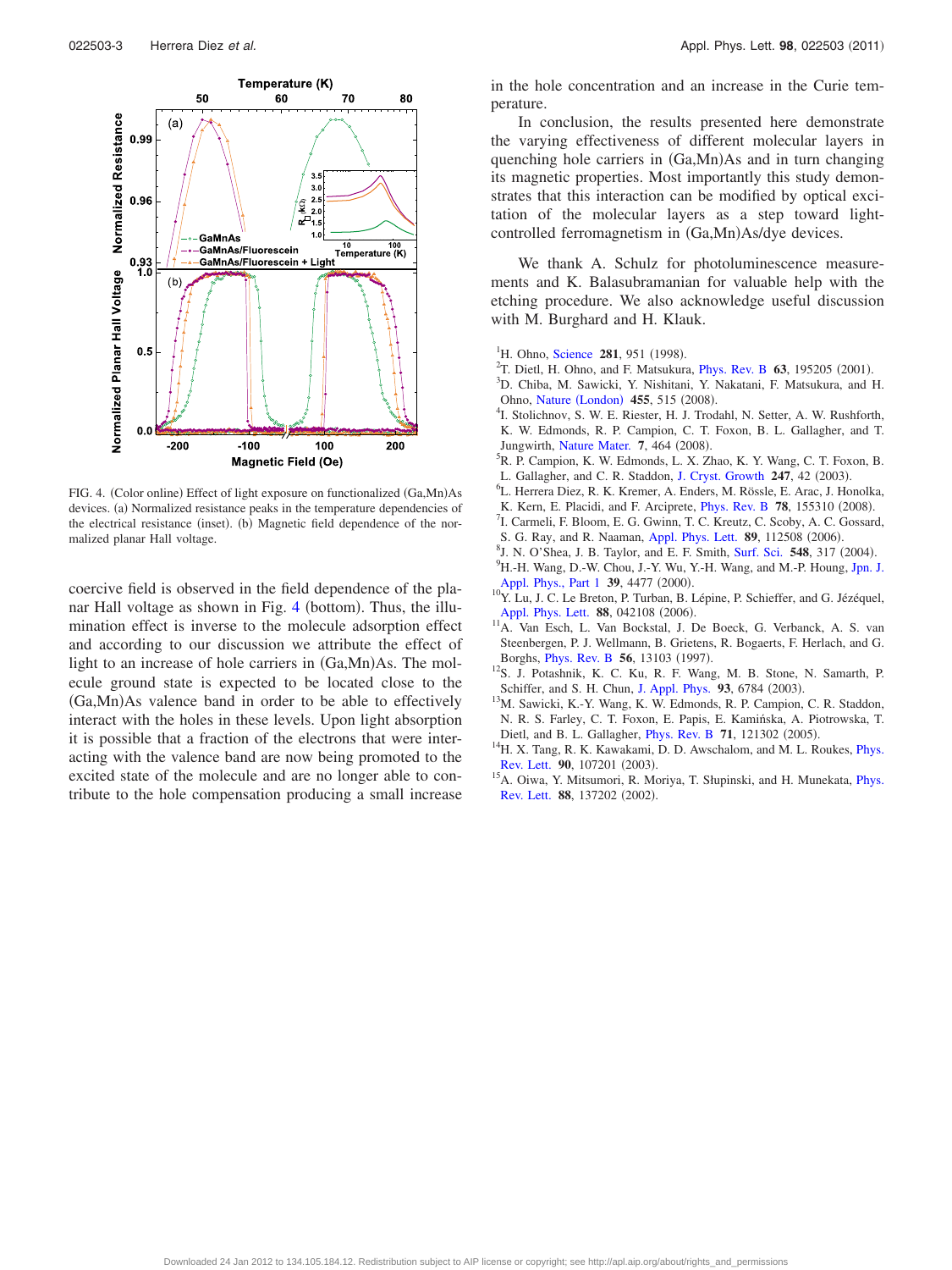Temperature (K)

50 60 70 80

(a)

Normalized Resistance

0.99

0.96

0.93

$R_{\square}$ (kΩ)

3.5 3.0 2.5 2.0 1.5 1.0

10 100

Temperature (K)

GaMnAs

GaMnAs/Fluorescein

GaMnAs/Fluorescein + Light

1.0

(b)

Normalized Planar Hall Voltage

0.5

0.0

-200 -100 100 200

Magnetic Field (Oe)

FIG. 4. (Color online) Effect of light exposure on functionalized (Ga,Mn)As devices. (a) Normalized resistance peaks in the temperature dependencies of the electrical resistance (inset). (b) Magnetic field dependence of the normalized planar Hall voltage.

coercive field is observed in the field dependence of the planar Hall voltage as shown in Fig. 4 (bottom). Thus, the illumination effect is inverse to the molecule adsorption effect and according to our discussion we attribute the effect of light to an increase of hole carriers in (Ga,Mn)As. The molecule ground state is expected to be located close to the (Ga,Mn)As valence band in order to be able to effectively interact with the holes in these levels. Upon light absorption it is possible that a fraction of the electrons that were interacting with the valence band are now being promoted to the excited state of the molecule and are no longer able to contribute to the hole compensation producing a small increase in the hole concentration and an increase in the Curie temperature.

In conclusion, the results presented here demonstrate the varying effectiveness of different molecular layers in quenching hole carriers in (Ga,Mn)As and in turn changing its magnetic properties. Most importantly this study demonstrates that this interaction can be modified by optical excitation of the molecular layers as a step toward light-controlled ferromagnetism in (Ga,Mn)As/dye devices.

We thank A. Schulz for photoluminescence measurements and K. Balasubramanian for valuable help with the etching procedure. We also acknowledge useful discussion with M. Burghard and H. Klauk.

[1] H. Ohno, Science **281**, 951 (1998).
[2] T. Dietl, H. Ohno, and F. Matsukura, Phys. Rev. B **63**, 195205 (2001).
[3] D. Chiba, M. Sawicki, Y. Nishitani, Y. Nakatani, F. Matsukura, and H. Ohno, Nature (London) **455**, 515 (2008).
[4] I. Stolichnov, S. W. E. Riester, H. J. Trodahl, N. Setter, A. W. Rushforth, K. W. Edmonds, R. P. Campion, C. T. Foxon, B. L. Gallagher, and T. Jungwirth, Nature Mater. **7**, 464 (2008).
[5] R. P. Campion, K. W. Edmonds, L. X. Zhao, K. Y. Wang, C. T. Foxon, B. L. Gallagher, and C. R. Staddon, J. Cryst. Growth **247**, 42 (2003).
[6] L. Herrera Diez, R. K. Kremer, A. Enders, M. Rössle, E. Arac, J. Honolka, K. Kern, E. Placidi, and F. Arciprete, Phys. Rev. B **78**, 155310 (2008).
[7] I. Carmeli, F. Bloom, E. G. Gwinn, T. C. Kreutz, C. Scoby, A. C. Gossard, S. G. Ray, and R. Naaman, Appl. Phys. Lett. **89**, 112508 (2006).
[8] J. N. O'Shea, J. B. Taylor, and E. F. Smith, Surf. Sci. **548**, 317 (2004).
[9] H.-H. Wang, D.-W. Chou, J.-Y. Wu, Y.-H. Wang, and M.-P. Houng, Jpn. J. Appl. Phys., Part 1 **39**, 4477 (2000).
[10] Y. Lu, J. C. Le Breton, P. Turban, B. Lépine, P. Schieffer, and G. Jézéquel, Appl. Phys. Lett. **88**, 042108 (2006).
[11] A. Van Esch, L. Van Bockstal, J. De Boeck, G. Verbanck, A. S. van Steenbergen, P. J. Wellmann, B. Grietens, R. Bogaerts, F. Herlach, and G. Borghs, Phys. Rev. B **56**, 13103 (1997).
[12] S. J. Potashnik, K. C. Ku, R. F. Wang, M. B. Stone, N. Samarth, P. Schiffer, and S. H. Chun, J. Appl. Phys. **93**, 6784 (2003).
[13] M. Sawicki, K.-Y. Wang, K. W. Edmonds, R. P. Campion, C. R. Staddon, N. R. S. Farley, C. T. Foxon, E. Papis, E. Kamińska, A. Piotrowska, T. Dietl, and B. L. Gallagher, Phys. Rev. B **71**, 121302 (2005).
[14] H. X. Tang, R. K. Kawakami, D. D. Awschalom, and M. L. Roukes, Phys. Rev. Lett. **90**, 107201 (2003).
[15] A. Oiwa, Y. Mitsumori, R. Moriya, T. Słupinski, and H. Munekata, Phys. Rev. Lett. **88**, 137202 (2002).